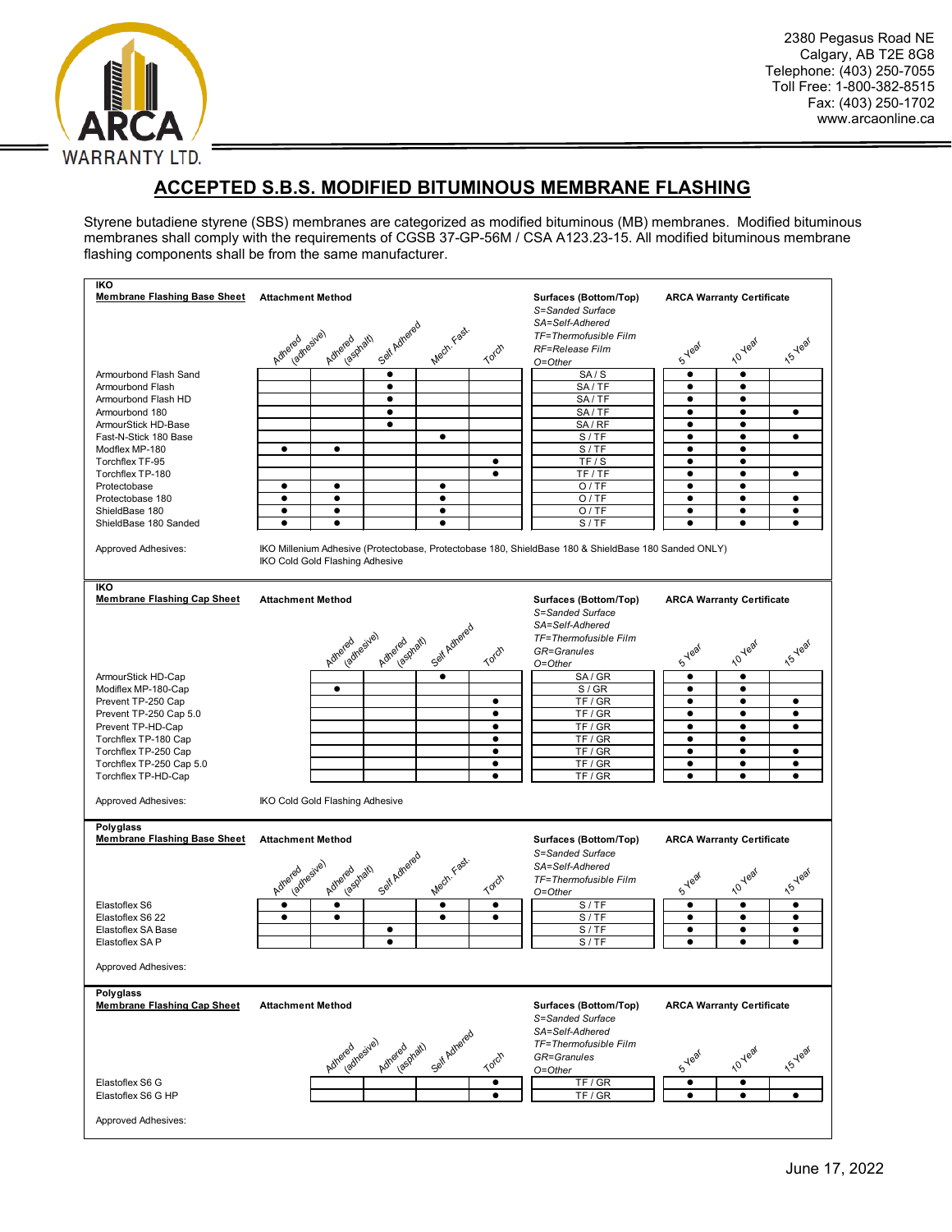ARCA WARRANTY LTD.

2380 Pegasus Road NE
Calgary, AB T2E 8G8
Telephone: (403) 250-7055
Toll Free: 1-800-382-8515
Fax: (403) 250-1702
www.arcaonline.ca

# ACCEPTED S.B.S. MODIFIED BITUMINOUS MEMBRANE FLASHING

Styrene butadiene styrene (SBS) membranes are categorized as modified bituminous (MB) membranes. Modified bituminous membranes shall comply with the requirements of CGSB 37-GP-56M / CSA A123.23-15. All modified bituminous membrane flashing components shall be from the same manufacturer.

## IKO

**Membrane Flashing Base Sheet**

Surfaces (Bottom/Top): S=Sanded Surface, SA=Self-Adhered, TF=Thermofusible Film, RF=Release Film, O=Other

| Membrane Flashing Base Sheet | Adhered (adhesive) | Adhered (asphalt) | Self Adhered | Mech. Fast. | Torch | Surfaces (Bottom/Top) | 5 Year | 10 Year | 15 Year |
|---|---|---|---|---|---|---|---|---|---|
| Armourbond Flash Sand | | | ● | | | SA / S | ● | ● | |
| Armourbond Flash | | | ● | | | SA / TF | ● | ● | |
| Armourbond Flash HD | | | ● | | | SA / TF | ● | ● | |
| Armourbond 180 | | | ● | | | SA / TF | ● | ● | ● |
| ArmourStick HD-Base | | | ● | | | SA / RF | ● | ● | |
| Fast-N-Stick 180 Base | | | | ● | | S / TF | ● | ● | ● |
| Modflex MP-180 | ● | ● | | | | S / TF | ● | ● | |
| Torchflex TF-95 | | | | | ● | TF / S | ● | ● | |
| Torchflex TP-180 | | | | | ● | TF / TF | ● | ● | ● |
| Protectobase | ● | ● | | ● | | O / TF | ● | ● | |
| Protectobase 180 | ● | ● | | ● | | O / TF | ● | ● | ● |
| ShieldBase 180 | ● | ● | | ● | | O / TF | ● | ● | ● |
| ShieldBase 180 Sanded | ● | ● | | ● | | S / TF | ● | ● | ● |

Approved Adhesives: IKO Millenium Adhesive (Protectobase, Protectobase 180, ShieldBase 180 & ShieldBase 180 Sanded ONLY)
IKO Cold Gold Flashing Adhesive

## IKO

**Membrane Flashing Cap Sheet**

Surfaces (Bottom/Top): S=Sanded Surface, SA=Self-Adhered, TF=Thermofusible Film, GR=Granules, O=Other

| Membrane Flashing Cap Sheet | Adhered (adhesive) | Adhered (asphalt) | Self Adhered | Torch | Surfaces (Bottom/Top) | 5 Year | 10 Year | 15 Year |
|---|---|---|---|---|---|---|---|---|
| ArmourStick HD-Cap | | | ● | | SA / GR | ● | ● | |
| Modiflex MP-180-Cap | ● | | | | S / GR | ● | ● | |
| Prevent TP-250 Cap | | | | ● | TF / GR | ● | ● | ● |
| Prevent TP-250 Cap 5.0 | | | | ● | TF / GR | ● | ● | ● |
| Prevent TP-HD-Cap | | | | ● | TF / GR | ● | ● | ● |
| Torchflex TP-180 Cap | | | | ● | TF / GR | ● | ● | |
| Torchflex TP-250 Cap | | | | ● | TF / GR | ● | ● | ● |
| Torchflex TP-250 Cap 5.0 | | | | ● | TF / GR | ● | ● | ● |
| Torchflex TP-HD-Cap | | | | ● | TF / GR | ● | ● | ● |

Approved Adhesives: IKO Cold Gold Flashing Adhesive

## Polyglass

**Membrane Flashing Base Sheet**

Surfaces (Bottom/Top): S=Sanded Surface, SA=Self-Adhered, TF=Thermofusible Film, O=Other

| Membrane Flashing Base Sheet | Adhered (adhesive) | Adhered (asphalt) | Self Adhered | Mech. Fast. | Torch | Surfaces (Bottom/Top) | 5 Year | 10 Year | 15 Year |
|---|---|---|---|---|---|---|---|---|---|
| Elastoflex S6 | ● | ● | | ● | ● | S / TF | ● | ● | ● |
| Elastoflex S6 22 | ● | ● | | ● | ● | S / TF | ● | ● | ● |
| Elastoflex SA Base | | | ● | | | S / TF | ● | ● | ● |
| Elastoflex SA P | | | ● | | | S / TF | ● | ● | ● |

Approved Adhesives:

## Polyglass

**Membrane Flashing Cap Sheet**

Surfaces (Bottom/Top): S=Sanded Surface, SA=Self-Adhered, TF=Thermofusible Film, GR=Granules, O=Other

| Membrane Flashing Cap Sheet | Adhered (adhesive) | Adhered (asphalt) | Self Adhered | Torch | Surfaces (Bottom/Top) | 5 Year | 10 Year | 15 Year |
|---|---|---|---|---|---|---|---|---|
| Elastoflex S6 G | | | | ● | TF / GR | ● | ● | |
| Elastoflex S6 G HP | | | | ● | TF / GR | ● | ● | ● |

Approved Adhesives:

June 17, 2022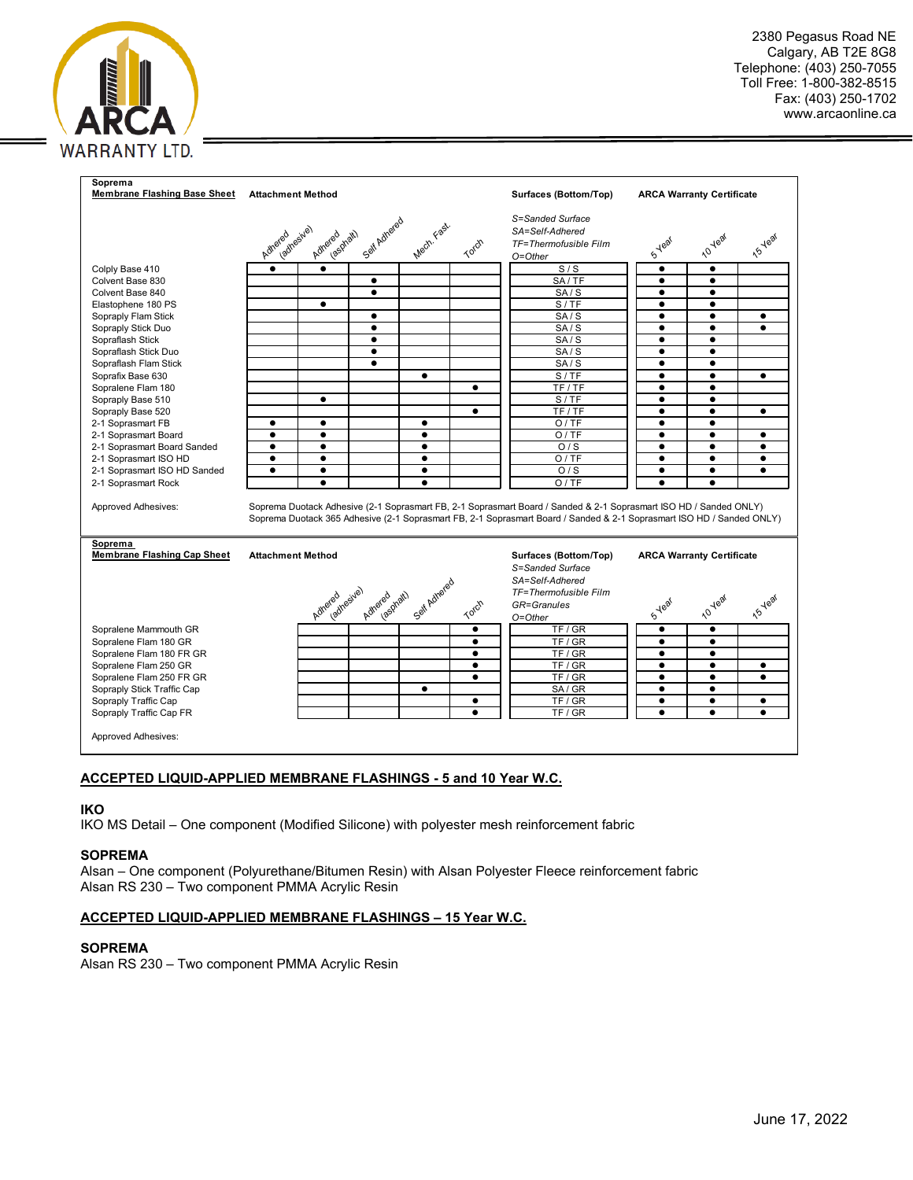**Soprema**

| Membrane Flashing Base Sheet | Adhered (adhesive) | Adhered (asphalt) | Self Adhered | Mech. Fast. | Torch | Surfaces (Bottom/Top) | 5 Year | 10 Year | 15 Year |
|---|---|---|---|---|---|---|---|---|---|
| Colply Base 410 | ● | ● | | | | S / S | ● | ● | |
| Colvent Base 830 | | | ● | | | SA / TF | ● | ● | |
| Colvent Base 840 | | | ● | | | SA / S | ● | ● | |
| Elastophene 180 PS | | ● | | | | S / TF | ● | ● | |
| Sopraply Flam Stick | | | ● | | | SA / S | ● | ● | ● |
| Sopraply Stick Duo | | | ● | | | SA / S | ● | ● | ● |
| Sopraflash Stick | | | ● | | | SA / S | ● | ● | |
| Sopraflash Stick Duo | | | ● | | | SA / S | ● | ● | |
| Sopraflash Flam Stick | | | ● | | | SA / S | ● | ● | |
| Soprafix Base 630 | | | | ● | | S / TF | ● | ● | ● |
| Sopralene Flam 180 | | | | | ● | TF / TF | ● | ● | |
| Sopraply Base 510 | | ● | | | | S / TF | ● | ● | |
| Sopraply Base 520 | | | | | ● | TF / TF | ● | ● | ● |
| 2-1 Soprasmart FB | ● | ● | | ● | | O / TF | ● | ● | |
| 2-1 Soprasmart Board | ● | ● | | ● | | O / TF | ● | ● | ● |
| 2-1 Soprasmart Board Sanded | ● | ● | | ● | | O / S | ● | ● | ● |
| 2-1 Soprasmart ISO HD | ● | ● | | ● | | O / TF | ● | ● | ● |
| 2-1 Soprasmart ISO HD Sanded | ● | ● | | ● | | O / S | ● | ● | ● |
| 2-1 Soprasmart Rock | | ● | | ● | | O / TF | ● | ● | |

Surfaces: *S=Sanded Surface, SA=Self-Adhered, TF=Thermofusible Film, O=Other*

Columns "5 Year / 10 Year / 15 Year" refer to ARCA Warranty Certificate.

Approved Adhesives: Soprema Duotack Adhesive (2-1 Soprasmart FB, 2-1 Soprasmart Board / Sanded & 2-1 Soprasmart ISO HD / Sanded ONLY)
Soprema Duotack 365 Adhesive (2-1 Soprasmart FB, 2-1 Soprasmart Board / Sanded & 2-1 Soprasmart ISO HD / Sanded ONLY)

**Soprema**

| Membrane Flashing Cap Sheet | Adhered (adhesive) | Adhered (asphalt) | Self Adhered | Torch | Surfaces (Bottom/Top) | 5 Year | 10 Year | 15 Year |
|---|---|---|---|---|---|---|---|---|
| Sopralene Mammouth GR | | | | ● | TF / GR | ● | ● | |
| Sopralene Flam 180 GR | | | | ● | TF / GR | ● | ● | |
| Sopralene Flam 180 FR GR | | | | ● | TF / GR | ● | ● | |
| Sopralene Flam 250 GR | | | | ● | TF / GR | ● | ● | ● |
| Sopralene Flam 250 FR GR | | | | ● | TF / GR | ● | ● | ● |
| Sopraply Stick Traffic Cap | | | ● | | SA / GR | ● | ● | |
| Sopraply Traffic Cap | | | | ● | TF / GR | ● | ● | ● |
| Sopraply Traffic Cap FR | | | | ● | TF / GR | ● | ● | ● |

Surfaces: *S=Sanded Surface, SA=Self-Adhered, TF=Thermofusible Film, GR=Granules, O=Other*

Columns "5 Year / 10 Year / 15 Year" refer to ARCA Warranty Certificate.

Approved Adhesives:

## ACCEPTED LIQUID-APPLIED MEMBRANE FLASHINGS - 5 and 10 Year W.C.

**IKO**
IKO MS Detail – One component (Modified Silicone) with polyester mesh reinforcement fabric

**SOPREMA**
Alsan – One component (Polyurethane/Bitumen Resin) with Alsan Polyester Fleece reinforcement fabric
Alsan RS 230 – Two component PMMA Acrylic Resin

## ACCEPTED LIQUID-APPLIED MEMBRANE FLASHINGS – 15 Year W.C.

**SOPREMA**
Alsan RS 230 – Two component PMMA Acrylic Resin

June 17, 2022